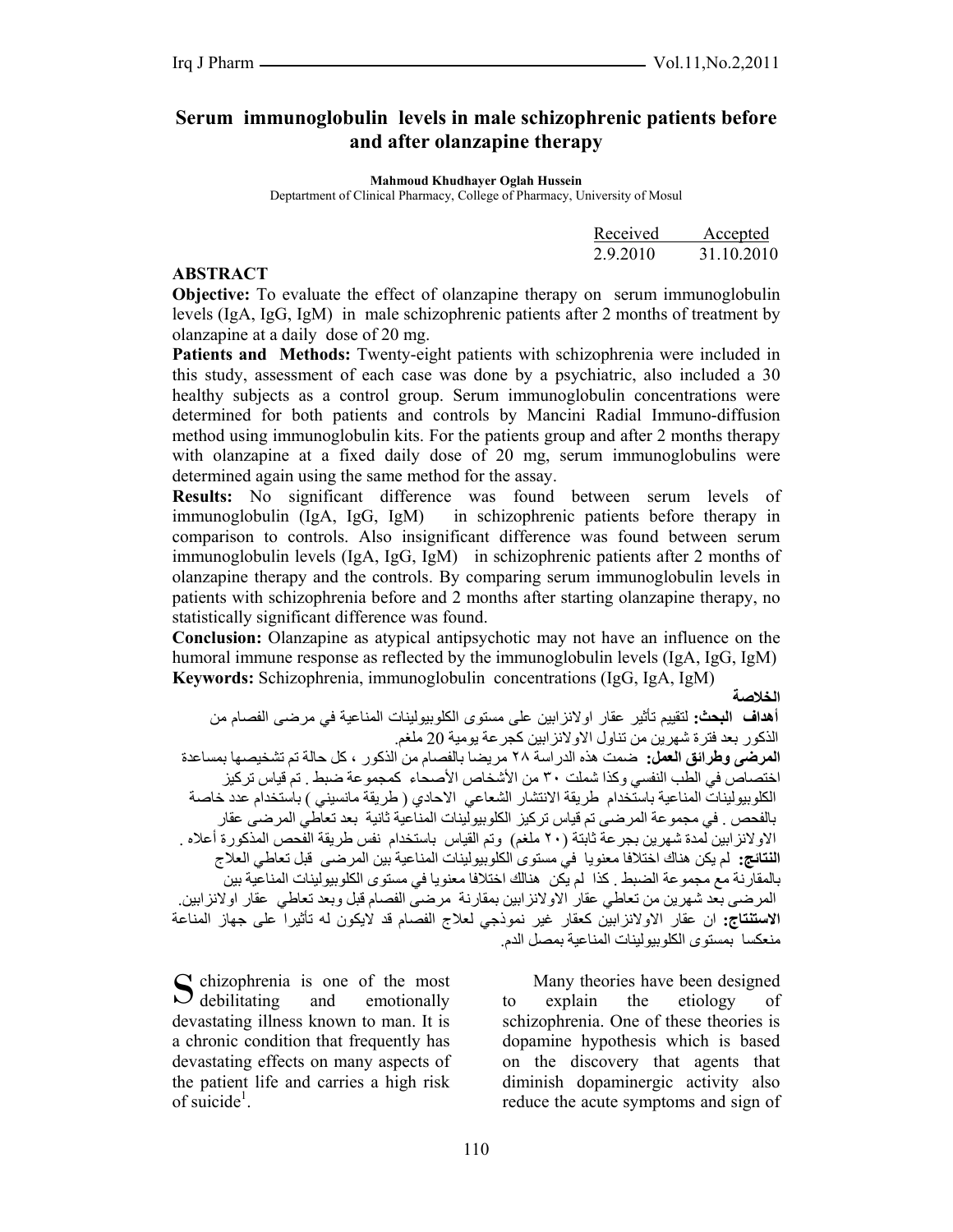# Serum immunoglobulin levels in male schizophrenic patients before and after olanzapine therapy

**Mahmoud Khudhayer Oglah Hussein**

Deptartment of Clinical Pharmacy, College of Pharmacy, University of Mosul

| Received | Accepted |
|---|---|
| 2.9.2010 | 31.10.2010 |

## ABSTRACT

**Objective:** To evaluate the effect of olanzapine therapy on serum immunoglobulin levels (IgA, IgG, IgM) in male schizophrenic patients after 2 months of treatment by olanzapine at a daily dose of 20 mg.

**Patients and Methods:** Twenty-eight patients with schizophrenia were included in this study, assessment of each case was done by a psychiatric, also included a 30 healthy subjects as a control group. Serum immunoglobulin concentrations were determined for both patients and controls by Mancini Radial Immuno-diffusion method using immunoglobulin kits. For the patients group and after 2 months therapy with olanzapine at a fixed daily dose of 20 mg, serum immunoglobulins were determined again using the same method for the assay.

**Results:** No significant difference was found between serum levels of immunoglobulin (IgA, IgG, IgM) in schizophrenic patients before therapy in comparison to controls. Also insignificant difference was found between serum immunoglobulin levels (IgA, IgG, IgM) in schizophrenic patients after 2 months of olanzapine therapy and the controls. By comparing serum immunoglobulin levels in patients with schizophrenia before and 2 months after starting olanzapine therapy, no statistically significant difference was found.

**Conclusion:** Olanzapine as atypical antipsychotic may not have an influence on the humoral immune response as reflected by the immunoglobulin levels (IgA, IgG, IgM)

**Keywords:** Schizophrenia, immunoglobulin concentrations (IgG, IgA, IgM)

## الخلاصة

**أهداف البحث:** لتقييم تأثير عقار اولانزابين على مستوى الكلوبيولينات المناعية في مرضى الفصام من الذكور بعد فترة شهرين من تناول الاولانزابين كجرعة يومية 20 ملغم.

**المرضى وطرائق العمل:** ضمت هذه الدراسة ٢٨ مريضا بالفصام من الذكور ، كل حالة تم تشخيصها بمساعدة اختصاص في الطب النفسي وكذا شملت ٣٠ من الأشخاص الأصحاء كمجموعة ضبط . تم قياس تركيز الكلوبيولينات المناعية باستخدام طريقة الانتشار الشعاعي الاحادي ( طريقة مانسيني ) باستخدام عدد خاصة بالفحص . في مجموعة المرضى تم قياس تركيز الكلوبيولينات المناعية ثانية بعد تعاطي المرضى عقار الاولانزابين لمدة شهرين بجرعة ثابتة (٢٠ ملغم) وتم القياس باستخدام نفس طريقة الفحص المذكورة أعلاه .

**النتائج:** لم يكن هناك اختلافا معنويا في مستوى الكلوبيولينات المناعية بين المرضى قبل تعاطي العلاج بالمقارنة مع مجموعة الضبط . كذا لم يكن هنالك اختلافا معنويا في مستوى الكلوبيولينات المناعية بين المرضى بعد شهرين من تعاطي عقار الاولانزابين بمقارنة مرضى الفصام قبل وبعد تعاطي عقار اولانزابين.

**الاستنتاج:** ان عقار الاولانزابين كعقار غير نموذجي لعلاج الفصام قد لايكون له تأثيرا على جهاز المناعة منعكسا بمستوى الكلوبيولينات المناعية بمصل الدم.

Schizophrenia is one of the most debilitating and emotionally devastating illness known to man. It is a chronic condition that frequently has devastating effects on many aspects of the patient life and carries a high risk of suicide[1].

Many theories have been designed to explain the etiology of schizophrenia. One of these theories is dopamine hypothesis which is based on the discovery that agents that diminish dopaminergic activity also reduce the acute symptoms and sign of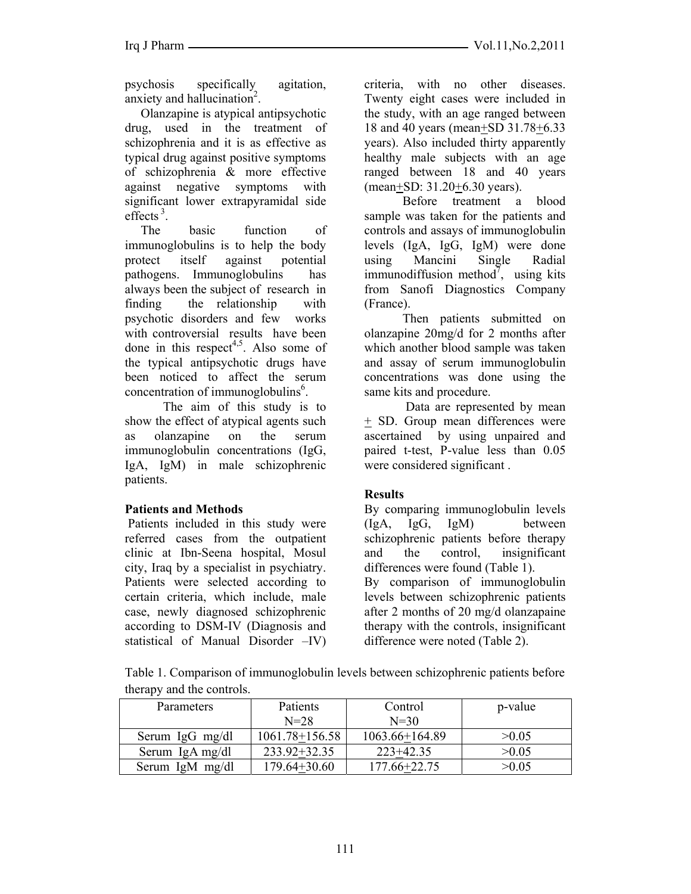psychosis specifically agitation, anxiety and hallucination[2].

Olanzapine is atypical antipsychotic drug, used in the treatment of schizophrenia and it is as effective as typical drug against positive symptoms of schizophrenia & more effective against negative symptoms with significant lower extrapyramidal side effects[3].

The basic function of immunoglobulins is to help the body protect itself against potential pathogens. Immunoglobulins has always been the subject of research in finding the relationship with psychotic disorders and few works with controversial results have been done in this respect[4,5]. Also some of the typical antipsychotic drugs have been noticed to affect the serum concentration of immunoglobulins[6].

The aim of this study is to show the effect of atypical agents such as olanzapine on the serum immunoglobulin concentrations (IgG, IgA, IgM) in male schizophrenic patients.

## Patients and Methods

Patients included in this study were referred cases from the outpatient clinic at Ibn-Seena hospital, Mosul city, Iraq by a specialist in psychiatry. Patients were selected according to certain criteria, which include, male case, newly diagnosed schizophrenic according to DSM-IV (Diagnosis and statistical of Manual Disorder –IV) criteria, with no other diseases. Twenty eight cases were included in the study, with an age ranged between 18 and 40 years (mean±SD 31.78±6.33 years). Also included thirty apparently healthy male subjects with an age ranged between 18 and 40 years (mean±SD: 31.20±6.30 years).

Before treatment a blood sample was taken for the patients and controls and assays of immunoglobulin levels (IgA, IgG, IgM) were done using Mancini Single Radial immunodiffusion method[7], using kits from Sanofi Diagnostics Company (France).

Then patients submitted on olanzapine 20mg/d for 2 months after which another blood sample was taken and assay of serum immunoglobulin concentrations was done using the same kits and procedure.

Data are represented by mean ± SD. Group mean differences were ascertained by using unpaired and paired t-test, P-value less than 0.05 were considered significant .

## Results

By comparing immunoglobulin levels (IgA, IgG, IgM) between schizophrenic patients before therapy and the control, insignificant differences were found (Table 1).

By comparison of immunoglobulin levels between schizophrenic patients after 2 months of 20 mg/d olanzapaine therapy with the controls, insignificant difference were noted (Table 2).

Table 1. Comparison of immunoglobulin levels between schizophrenic patients before therapy and the controls.

| Parameters | Patients N=28 | Control N=30 | p-value |
|---|---|---|---|
| Serum IgG mg/dl | 1061.78±156.58 | 1063.66±164.89 | >0.05 |
| Serum IgA mg/dl | 233.92±32.35 | 223±42.35 | >0.05 |
| Serum IgM mg/dl | 179.64±30.60 | 177.66±22.75 | >0.05 |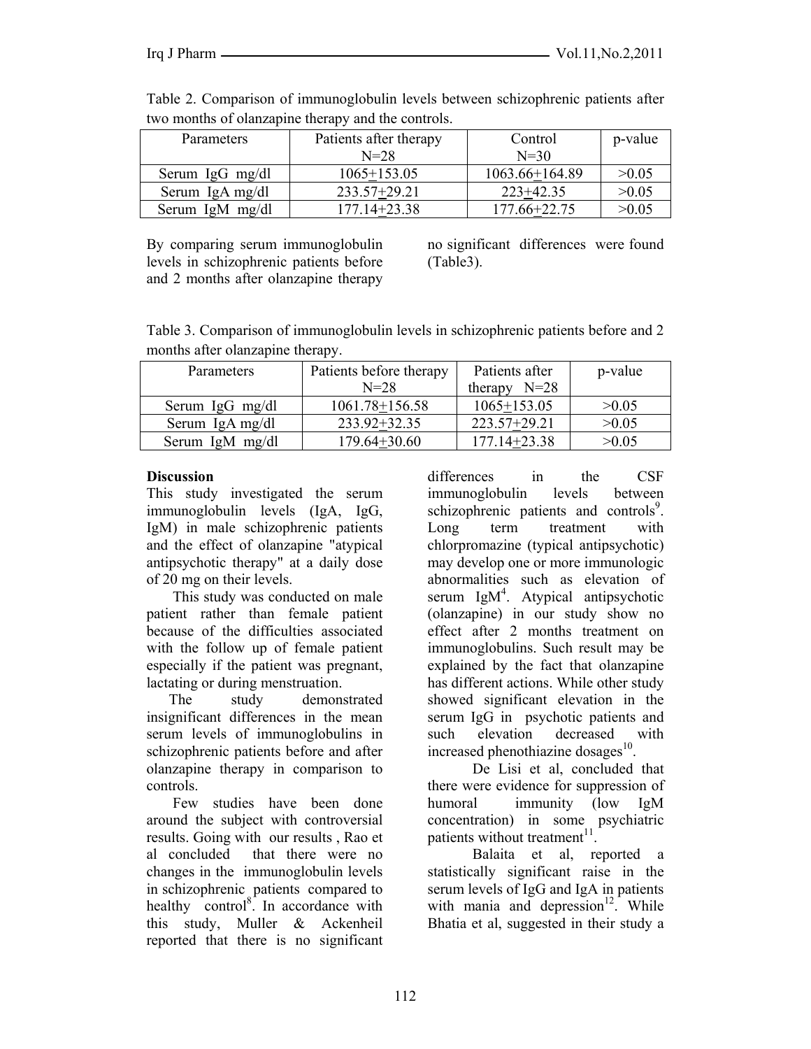Table 2. Comparison of immunoglobulin levels between schizophrenic patients after two months of olanzapine therapy and the controls.

| Parameters | Patients after therapy N=28 | Control N=30 | p-value |
|---|---|---|---|
| Serum IgG mg/dl | 1065±153.05 | 1063.66±164.89 | >0.05 |
| Serum IgA mg/dl | 233.57±29.21 | 223±42.35 | >0.05 |
| Serum IgM mg/dl | 177.14±23.38 | 177.66±22.75 | >0.05 |

By comparing serum immunoglobulin levels in schizophrenic patients before and 2 months after olanzapine therapy no significant differences were found (Table3).

Table 3. Comparison of immunoglobulin levels in schizophrenic patients before and 2 months after olanzapine therapy.

| Parameters | Patients before therapy N=28 | Patients after therapy N=28 | p-value |
|---|---|---|---|
| Serum IgG mg/dl | 1061.78±156.58 | 1065±153.05 | >0.05 |
| Serum IgA mg/dl | 233.92±32.35 | 223.57±29.21 | >0.05 |
| Serum IgM mg/dl | 179.64±30.60 | 177.14±23.38 | >0.05 |

**Discussion**

This study investigated the serum immunoglobulin levels (IgA, IgG, IgM) in male schizophrenic patients and the effect of olanzapine "atypical antipsychotic therapy" at a daily dose of 20 mg on their levels.

This study was conducted on male patient rather than female patient because of the difficulties associated with the follow up of female patient especially if the patient was pregnant, lactating or during menstruation.

The study demonstrated insignificant differences in the mean serum levels of immunoglobulins in schizophrenic patients before and after olanzapine therapy in comparison to controls.

Few studies have been done around the subject with controversial results. Going with our results , Rao et al concluded that there were no changes in the immunoglobulin levels in schizophrenic patients compared to healthy control[8]. In accordance with this study, Muller & Ackenheil reported that there is no significant differences in the CSF immunoglobulin levels between schizophrenic patients and controls[9]. Long term treatment with chlorpromazine (typical antipsychotic) may develop one or more immunologic abnormalities such as elevation of serum IgM[4]. Atypical antipsychotic (olanzapine) in our study show no effect after 2 months treatment on immunoglobulins. Such result may be explained by the fact that olanzapine has different actions. While other study showed significant elevation in the serum IgG in psychotic patients and such elevation decreased with increased phenothiazine dosages[10].

De Lisi et al, concluded that there were evidence for suppression of humoral immunity (low IgM concentration) in some psychiatric patients without treatment[11].

Balaita et al, reported a statistically significant raise in the serum levels of IgG and IgA in patients with mania and depression[12]. While Bhatia et al, suggested in their study a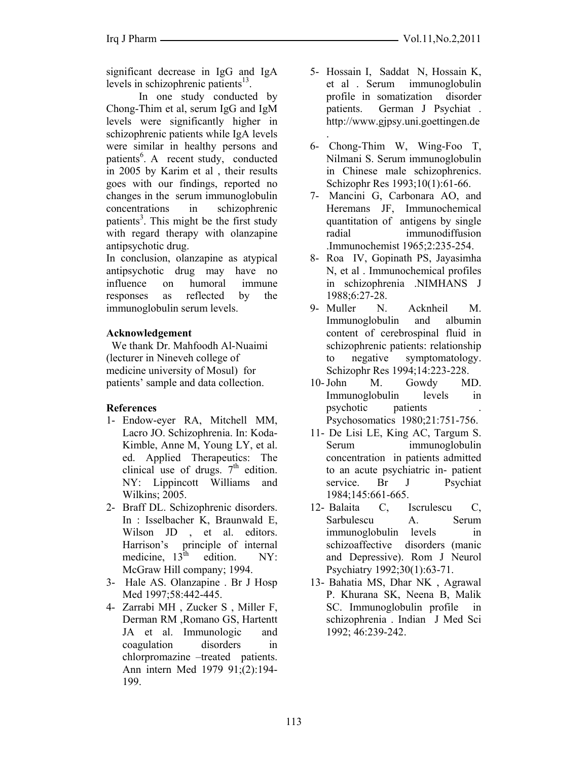significant decrease in IgG and IgA levels in schizophrenic patients[13].

In one study conducted by Chong-Thim et al, serum IgG and IgM levels were significantly higher in schizophrenic patients while IgA levels were similar in healthy persons and patients[6]. A recent study, conducted in 2005 by Karim et al , their results goes with our findings, reported no changes in the serum immunoglobulin concentrations in schizophrenic patients[3]. This might be the first study with regard therapy with olanzapine antipsychotic drug.

In conclusion, olanzapine as atypical antipsychotic drug may have no influence on humoral immune responses as reflected by the immunoglobulin serum levels.

## Acknowledgement

We thank Dr. Mahfoodh Al-Nuaimi (lecturer in Nineveh college of medicine university of Mosul) for patients' sample and data collection.

## References

1- Endow-eyer RA, Mitchell MM, Lacro JO. Schizophrenia. In: Koda-Kimble, Anne M, Young LY, et al. ed. Applied Therapeutics: The clinical use of drugs. 7th edition. NY: Lippincott Williams and Wilkins; 2005.

2- Braff DL. Schizophrenic disorders. In : Isselbacher K, Braunwald E, Wilson JD , et al. editors. Harrison's principle of internal medicine, 13th edition. NY: McGraw Hill company; 1994.

3- Hale AS. Olanzapine . Br J Hosp Med 1997;58:442-445.

4- Zarrabi MH , Zucker S , Miller F, Derman RM ,Romano GS, Hartentt JA et al. Immunologic and coagulation disorders in chlorpromazine –treated patients. Ann intern Med 1979 91;(2):194-199.

5- Hossain I, Saddat N, Hossain K, et al . Serum immunoglobulin profile in somatization disorder patients. German J Psychiat . http://www.gjpsy.uni.goettingen.de .

6- Chong-Thim W, Wing-Foo T, Nilmani S. Serum immunoglobulin in Chinese male schizophrenics. Schizophr Res 1993;10(1):61-66.

7- Mancini G, Carbonara AO, and Heremans JF, Immunochemical quantitation of antigens by single radial immunodiffusion .Immunochemist 1965;2:235-254.

8- Roa IV, Gopinath PS, Jayasimha N, et al . Immunochemical profiles in schizophrenia .NIMHANS J 1988;6:27-28.

9- Muller N. Acknheil M. Immunoglobulin and albumin content of cerebrospinal fluid in schizophrenic patients: relationship to negative symptomatology. Schizophr Res 1994;14:223-228.

10- John M. Gowdy MD. Immunoglobulin levels in psychotic patients . Psychosomatics 1980;21:751-756.

11- De Lisi LE, King AC, Targum S. Serum immunoglobulin concentration in patients admitted to an acute psychiatric in- patient service. Br J Psychiat 1984;145:661-665.

12- Balaita C, Iscrulescu C, Sarbulescu A. Serum immunoglobulin levels in schizoaffective disorders (manic and Depressive). Rom J Neurol Psychiatry 1992;30(1):63-71.

13- Bahatia MS, Dhar NK , Agrawal P. Khurana SK, Neena B, Malik SC. Immunoglobulin profile in schizophrenia . Indian J Med Sci 1992; 46:239-242.